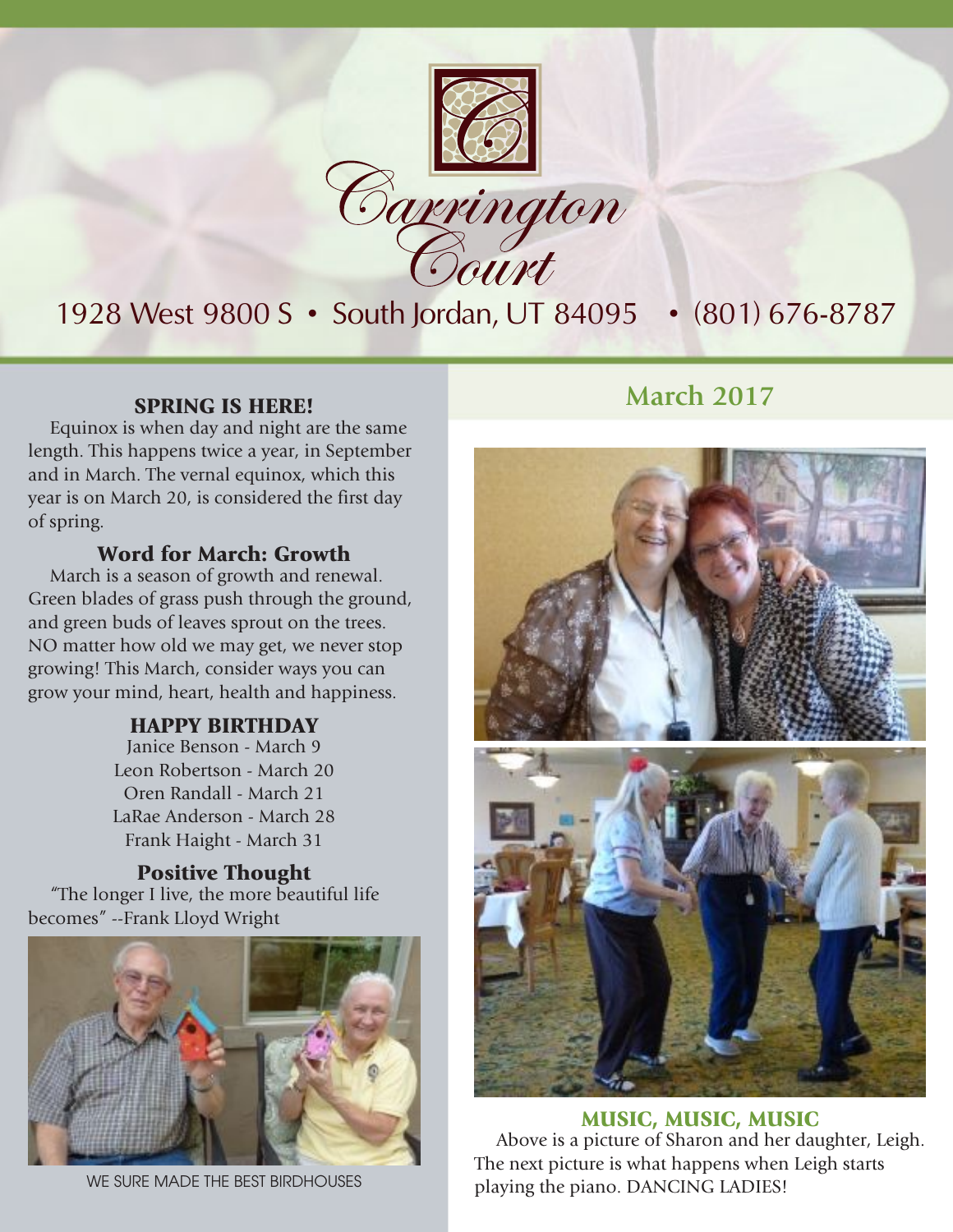# Carrington Court

1928 West 9800 S • South Jordan, UT 84095 • (801) 676-8787

## March 2017

### SPRING IS HERE!

Equinox is when day and night are the same length. This happens twice a year, in September and in March. The vernal equinox, which this year is on March 20, is considered the first day of spring.

### Word for March: Growth

March is a season of growth and renewal. Green blades of grass push through the ground, and green buds of leaves sprout on the trees. NO matter how old we may get, we never stop growing! This March, consider ways you can grow your mind, heart, health and happiness.

### HAPPY BIRTHDAY

Janice Benson - March 9
Leon Robertson - March 20
Oren Randall - March 21
LaRae Anderson - March 28
Frank Haight - March 31

### Positive Thought

"The longer I live, the more beautiful life becomes" --Frank Lloyd Wright

WE SURE MADE THE BEST BIRDHOUSES

### MUSIC, MUSIC, MUSIC

Above is a picture of Sharon and her daughter, Leigh. The next picture is what happens when Leigh starts playing the piano. DANCING LADIES!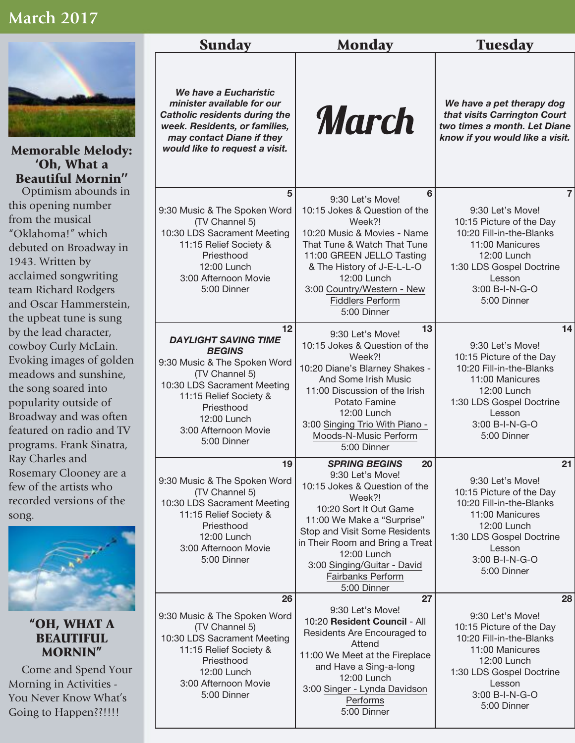## March 2017

### Memorable Melody: 'Oh, What a Beautiful Mornin''

Optimism abounds in this opening number from the musical "Oklahoma!" which debuted on Broadway in 1943. Written by acclaimed songwriting team Richard Rodgers and Oscar Hammerstein, the upbeat tune is sung by the lead character, cowboy Curly McLain. Evoking images of golden meadows and sunshine, the song soared into popularity outside of Broadway and was often featured on radio and TV programs. Frank Sinatra, Ray Charles and Rosemary Clooney are a few of the artists who recorded versions of the song.

### "OH, WHAT A BEAUTIFUL MORNIN'"

Come and Spend Your Morning in Activities - You Never Know What's Going to Happen??!!!!

| Sunday | Monday | Tuesday |
|---|---|---|
| ***We have a Eucharistic minister available for our Catholic residents during the week. Residents, or families, may contact Diane if they would like to request a visit.*** | **March** | ***We have a pet therapy dog that visits Carrington Court two times a month. Let Diane know if you would like a visit.*** |
| **5**<br>9:30 Music & The Spoken Word (TV Channel 5)<br>10:30 LDS Sacrament Meeting<br>11:15 Relief Society & Priesthood<br>12:00 Lunch<br>3:00 Afternoon Movie<br>5:00 Dinner | **6**<br>9:30 Let's Move!<br>10:15 Jokes & Question of the Week?!<br>10:20 Music & Movies - Name That Tune & Watch That Tune<br>11:00 GREEN JELLO Tasting & The History of J-E-L-L-O<br>12:00 Lunch<br>3:00 Country/Western - New Fiddlers Perform<br>5:00 Dinner | **7**<br>9:30 Let's Move!<br>10:15 Picture of the Day<br>10:20 Fill-in-the-Blanks<br>11:00 Manicures<br>12:00 Lunch<br>1:30 LDS Gospel Doctrine Lesson<br>3:00 B-I-N-G-O<br>5:00 Dinner |
| **12**<br>***DAYLIGHT SAVING TIME BEGINS***<br>9:30 Music & The Spoken Word (TV Channel 5)<br>10:30 LDS Sacrament Meeting<br>11:15 Relief Society & Priesthood<br>12:00 Lunch<br>3:00 Afternoon Movie<br>5:00 Dinner | **13**<br>9:30 Let's Move!<br>10:15 Jokes & Question of the Week?!<br>10:20 Diane's Blarney Shakes - And Some Irish Music<br>11:00 Discussion of the Irish Potato Famine<br>12:00 Lunch<br>3:00 Singing Trio With Piano - Moods-N-Music Perform<br>5:00 Dinner | **14**<br>9:30 Let's Move!<br>10:15 Picture of the Day<br>10:20 Fill-in-the-Blanks<br>11:00 Manicures<br>12:00 Lunch<br>1:30 LDS Gospel Doctrine Lesson<br>3:00 B-I-N-G-O<br>5:00 Dinner |
| **19**<br>9:30 Music & The Spoken Word (TV Channel 5)<br>10:30 LDS Sacrament Meeting<br>11:15 Relief Society & Priesthood<br>12:00 Lunch<br>3:00 Afternoon Movie<br>5:00 Dinner | **20**<br>***SPRING BEGINS***<br>9:30 Let's Move!<br>10:15 Jokes & Question of the Week?!<br>10:20 Sort It Out Game<br>11:00 We Make a "Surprise" Stop and Visit Some Residents in Their Room and Bring a Treat<br>12:00 Lunch<br>3:00 Singing/Guitar - David Fairbanks Perform<br>5:00 Dinner | **21**<br>9:30 Let's Move!<br>10:15 Picture of the Day<br>10:20 Fill-in-the-Blanks<br>11:00 Manicures<br>12:00 Lunch<br>1:30 LDS Gospel Doctrine Lesson<br>3:00 B-I-N-G-O<br>5:00 Dinner |
| **26**<br>9:30 Music & The Spoken Word (TV Channel 5)<br>10:30 LDS Sacrament Meeting<br>11:15 Relief Society & Priesthood<br>12:00 Lunch<br>3:00 Afternoon Movie<br>5:00 Dinner | **27**<br>9:30 Let's Move!<br>10:20 **Resident Council** - All Residents Are Encouraged to Attend<br>11:00 We Meet at the Fireplace and Have a Sing-a-long<br>12:00 Lunch<br>3:00 Singer - Lynda Davidson Performs<br>5:00 Dinner | **28**<br>9:30 Let's Move!<br>10:15 Picture of the Day<br>10:20 Fill-in-the-Blanks<br>11:00 Manicures<br>12:00 Lunch<br>1:30 LDS Gospel Doctrine Lesson<br>3:00 B-I-N-G-O<br>5:00 Dinner |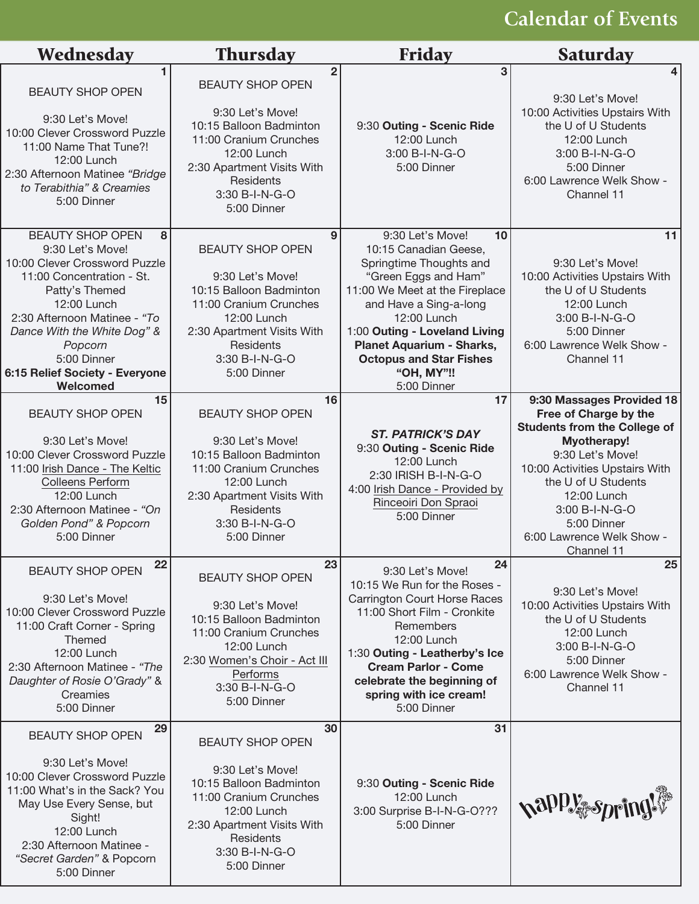# Calendar of Events

| Wednesday | Thursday | Friday | Saturday |
|---|---|---|---|
| **1**<br>BEAUTY SHOP OPEN<br><br>9:30 Let's Move!<br>10:00 Clever Crossword Puzzle<br>11:00 Name That Tune?!<br>12:00 Lunch<br>2:30 Afternoon Matinee *"Bridge to Terabithia" & Creamies*<br>5:00 Dinner | **2**<br>BEAUTY SHOP OPEN<br><br>9:30 Let's Move!<br>10:15 Balloon Badminton<br>11:00 Cranium Crunches<br>12:00 Lunch<br>2:30 Apartment Visits With Residents<br>3:30 B-I-N-G-O<br>5:00 Dinner | **3**<br>9:30 **Outing - Scenic Ride**<br>12:00 Lunch<br>3:00 B-I-N-G-O<br>5:00 Dinner | **4**<br>9:30 Let's Move!<br>10:00 Activities Upstairs With the U of U Students<br>12:00 Lunch<br>3:00 B-I-N-G-O<br>5:00 Dinner<br>6:00 Lawrence Welk Show - Channel 11 |
| **8**<br>BEAUTY SHOP OPEN<br>9:30 Let's Move!<br>10:00 Clever Crossword Puzzle<br>11:00 Concentration - St. Patty's Themed<br>12:00 Lunch<br>2:30 Afternoon Matinee - *"To Dance With the White Dog" & Popcorn*<br>5:00 Dinner<br>**6:15 Relief Society - Everyone Welcomed** | **9**<br>BEAUTY SHOP OPEN<br><br>9:30 Let's Move!<br>10:15 Balloon Badminton<br>11:00 Cranium Crunches<br>12:00 Lunch<br>2:30 Apartment Visits With Residents<br>3:30 B-I-N-G-O<br>5:00 Dinner | **10**<br>9:30 Let's Move!<br>10:15 Canadian Geese, Springtime Thoughts and "Green Eggs and Ham"<br>11:00 We Meet at the Fireplace and Have a Sing-a-long<br>12:00 Lunch<br>1:00 **Outing - Loveland Living Planet Aquarium - Sharks, Octopus and Star Fishes "OH, MY"!!**<br>5:00 Dinner | **11**<br>9:30 Let's Move!<br>10:00 Activities Upstairs With the U of U Students<br>12:00 Lunch<br>3:00 B-I-N-G-O<br>5:00 Dinner<br>6:00 Lawrence Welk Show - Channel 11 |
| **15**<br>BEAUTY SHOP OPEN<br><br>9:30 Let's Move!<br>10:00 Clever Crossword Puzzle<br>11:00 Irish Dance - The Keltic Colleens Perform<br>12:00 Lunch<br>2:30 Afternoon Matinee - *"On Golden Pond" & Popcorn*<br>5:00 Dinner | **16**<br>BEAUTY SHOP OPEN<br><br>9:30 Let's Move!<br>10:15 Balloon Badminton<br>11:00 Cranium Crunches<br>12:00 Lunch<br>2:30 Apartment Visits With Residents<br>3:30 B-I-N-G-O<br>5:00 Dinner | **17**<br>***ST. PATRICK'S DAY***<br>9:30 **Outing - Scenic Ride**<br>12:00 Lunch<br>2:30 IRISH B-I-N-G-O<br>4:00 Irish Dance - Provided by Rinceoiri Don Spraoi<br>5:00 Dinner | **18**<br>**9:30 Massages Provided Free of Charge by the Students from the College of Myotherapy!**<br>9:30 Let's Move!<br>10:00 Activities Upstairs With the U of U Students<br>12:00 Lunch<br>3:00 B-I-N-G-O<br>5:00 Dinner<br>6:00 Lawrence Welk Show - Channel 11 |
| **22**<br>BEAUTY SHOP OPEN<br><br>9:30 Let's Move!<br>10:00 Clever Crossword Puzzle<br>11:00 Craft Corner - Spring Themed<br>12:00 Lunch<br>2:30 Afternoon Matinee - *"The Daughter of Rosie O'Grady"* & Creamies<br>5:00 Dinner | **23**<br>BEAUTY SHOP OPEN<br><br>9:30 Let's Move!<br>10:15 Balloon Badminton<br>11:00 Cranium Crunches<br>12:00 Lunch<br>2:30 Women's Choir - Act III Performs<br>3:30 B-I-N-G-O<br>5:00 Dinner | **24**<br>9:30 Let's Move!<br>10:15 We Run for the Roses - Carrington Court Horse Races<br>11:00 Short Film - Cronkite Remembers<br>12:00 Lunch<br>1:30 **Outing - Leatherby's Ice Cream Parlor - Come celebrate the beginning of spring with ice cream!**<br>5:00 Dinner | **25**<br>9:30 Let's Move!<br>10:00 Activities Upstairs With the U of U Students<br>12:00 Lunch<br>3:00 B-I-N-G-O<br>5:00 Dinner<br>6:00 Lawrence Welk Show - Channel 11 |
| **29**<br>BEAUTY SHOP OPEN<br><br>9:30 Let's Move!<br>10:00 Clever Crossword Puzzle<br>11:00 What's in the Sack? You May Use Every Sense, but Sight!<br>12:00 Lunch<br>2:30 Afternoon Matinee - *"Secret Garden"* & Popcorn<br>5:00 Dinner | **30**<br>BEAUTY SHOP OPEN<br><br>9:30 Let's Move!<br>10:15 Balloon Badminton<br>11:00 Cranium Crunches<br>12:00 Lunch<br>2:30 Apartment Visits With Residents<br>3:30 B-I-N-G-O<br>5:00 Dinner | **31**<br>9:30 **Outing - Scenic Ride**<br>12:00 Lunch<br>3:00 Surprise B-I-N-G-O???<br>5:00 Dinner | happy spring! |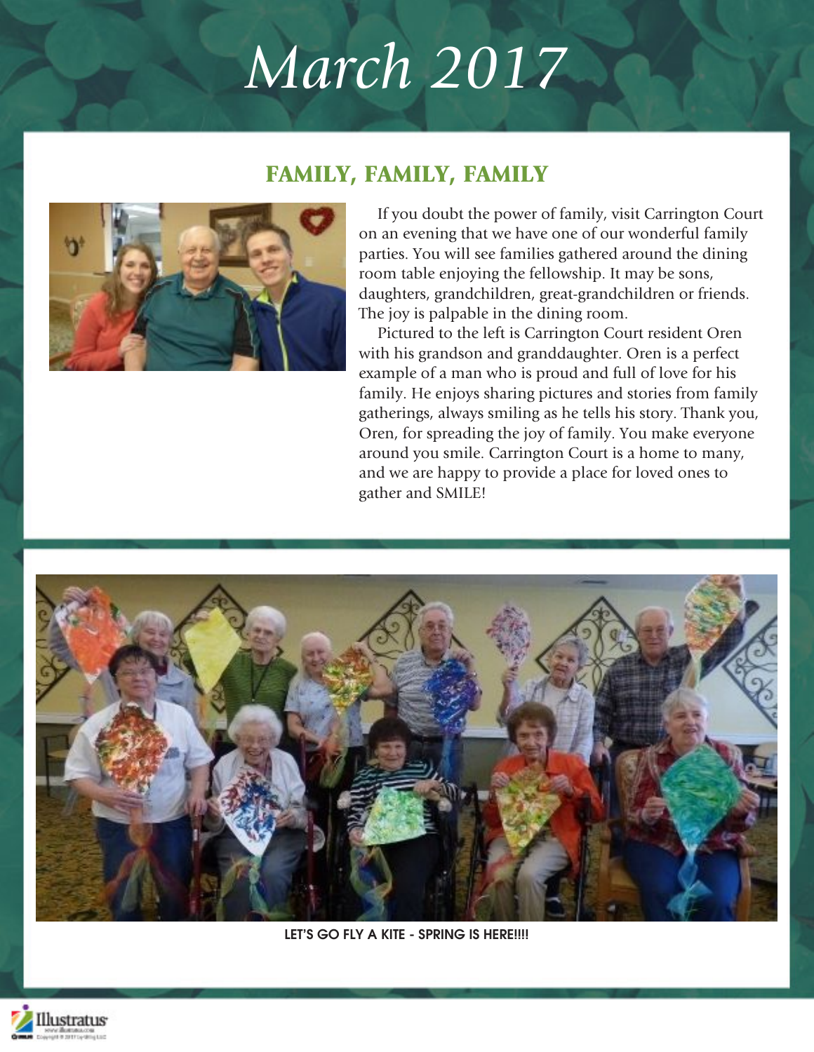# March 2017

## FAMILY, FAMILY, FAMILY

If you doubt the power of family, visit Carrington Court on an evening that we have one of our wonderful family parties. You will see families gathered around the dining room table enjoying the fellowship. It may be sons, daughters, grandchildren, great-grandchildren or friends. The joy is palpable in the dining room.

Pictured to the left is Carrington Court resident Oren with his grandson and granddaughter. Oren is a perfect example of a man who is proud and full of love for his family. He enjoys sharing pictures and stories from family gatherings, always smiling as he tells his story. Thank you, Oren, for spreading the joy of family. You make everyone around you smile. Carrington Court is a home to many, and we are happy to provide a place for loved ones to gather and SMILE!

LET'S GO FLY A KITE - SPRING IS HERE!!!!